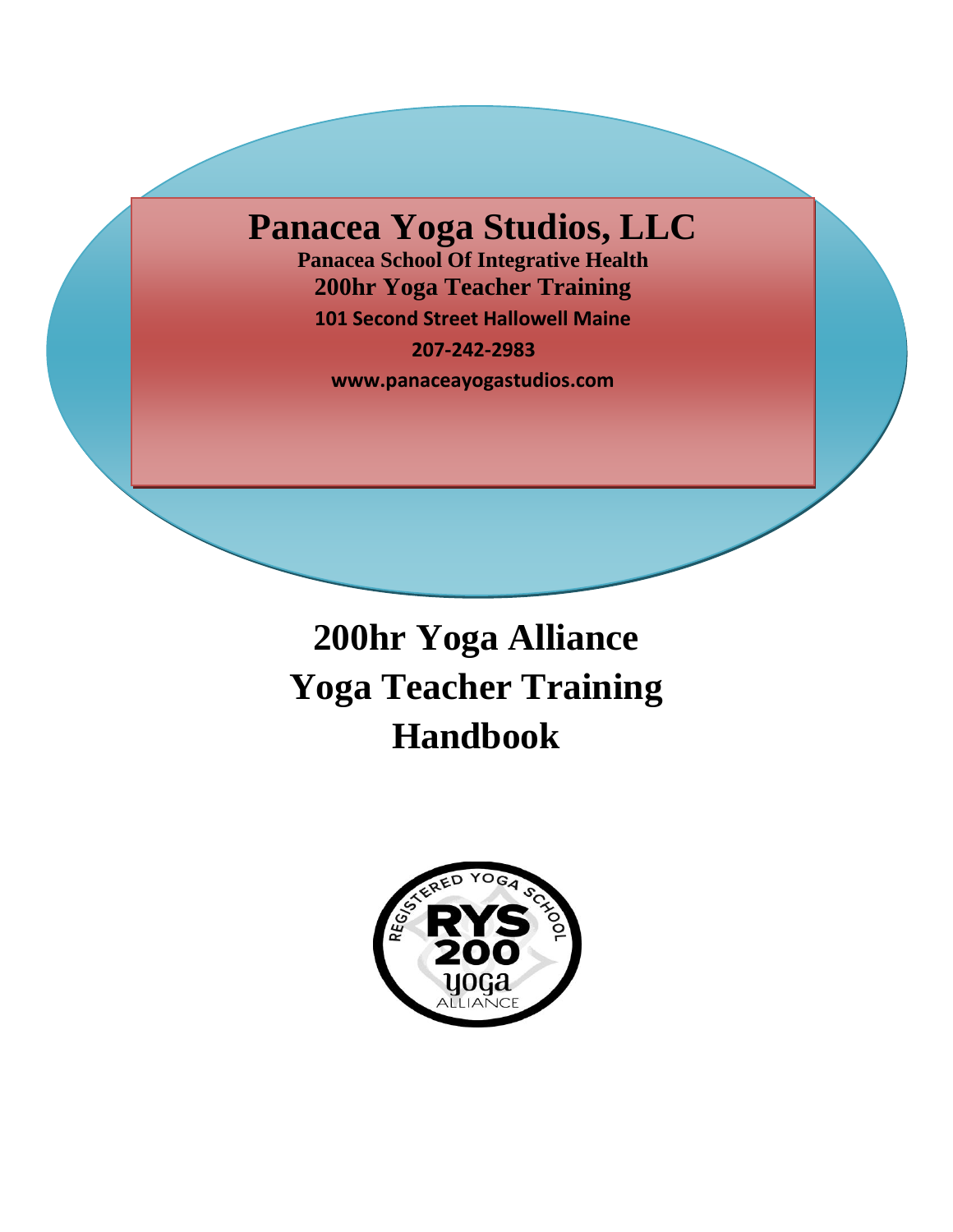# Panacea Yoga Studios, LLC

**Panacea School Of Integrative Health**

**200hr Yoga Teacher Training**

**101 Second Street Hallowell Maine**

**207-242-2983**

**www.panaceayogastudios.com**

# 200hr Yoga Alliance Yoga Teacher Training Handbook

REGISTERED YOGA SCHOOL RYS 200 yoga ALLIANCE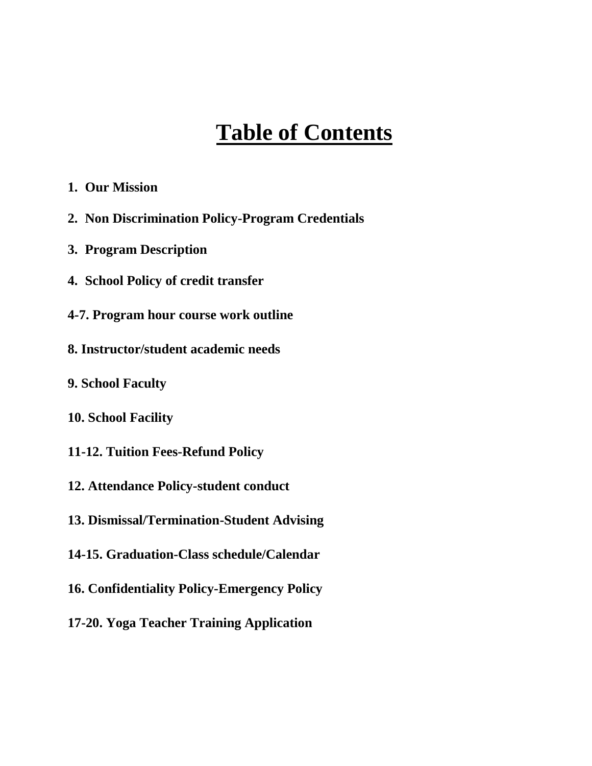# Table of Contents

**1. Our Mission**

**2. Non Discrimination Policy-Program Credentials**

**3. Program Description**

**4. School Policy of credit transfer**

**4-7. Program hour course work outline**

**8. Instructor/student academic needs**

**9. School Faculty**

**10. School Facility**

**11-12. Tuition Fees-Refund Policy**

**12. Attendance Policy-student conduct**

**13. Dismissal/Termination-Student Advising**

**14-15. Graduation-Class schedule/Calendar**

**16. Confidentiality Policy-Emergency Policy**

**17-20. Yoga Teacher Training Application**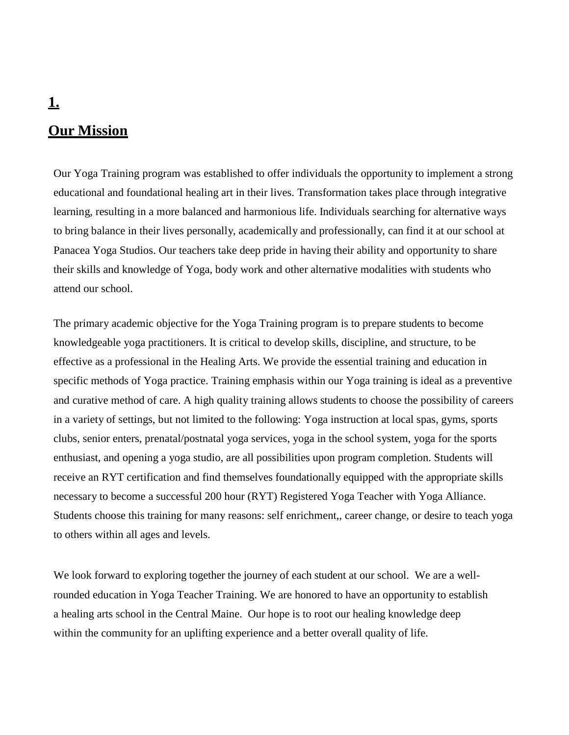## 1.

## Our Mission

Our Yoga Training program was established to offer individuals the opportunity to implement a strong educational and foundational healing art in their lives. Transformation takes place through integrative learning, resulting in a more balanced and harmonious life. Individuals searching for alternative ways to bring balance in their lives personally, academically and professionally, can find it at our school at Panacea Yoga Studios. Our teachers take deep pride in having their ability and opportunity to share their skills and knowledge of Yoga, body work and other alternative modalities with students who attend our school.

The primary academic objective for the Yoga Training program is to prepare students to become knowledgeable yoga practitioners. It is critical to develop skills, discipline, and structure, to be effective as a professional in the Healing Arts. We provide the essential training and education in specific methods of Yoga practice. Training emphasis within our Yoga training is ideal as a preventive and curative method of care. A high quality training allows students to choose the possibility of careers in a variety of settings, but not limited to the following: Yoga instruction at local spas, gyms, sports clubs, senior enters, prenatal/postnatal yoga services, yoga in the school system, yoga for the sports enthusiast, and opening a yoga studio, are all possibilities upon program completion. Students will receive an RYT certification and find themselves foundationally equipped with the appropriate skills necessary to become a successful 200 hour (RYT) Registered Yoga Teacher with Yoga Alliance. Students choose this training for many reasons: self enrichment,, career change, or desire to teach yoga to others within all ages and levels.

We look forward to exploring together the journey of each student at our school. We are a well-rounded education in Yoga Teacher Training. We are honored to have an opportunity to establish a healing arts school in the Central Maine. Our hope is to root our healing knowledge deep within the community for an uplifting experience and a better overall quality of life.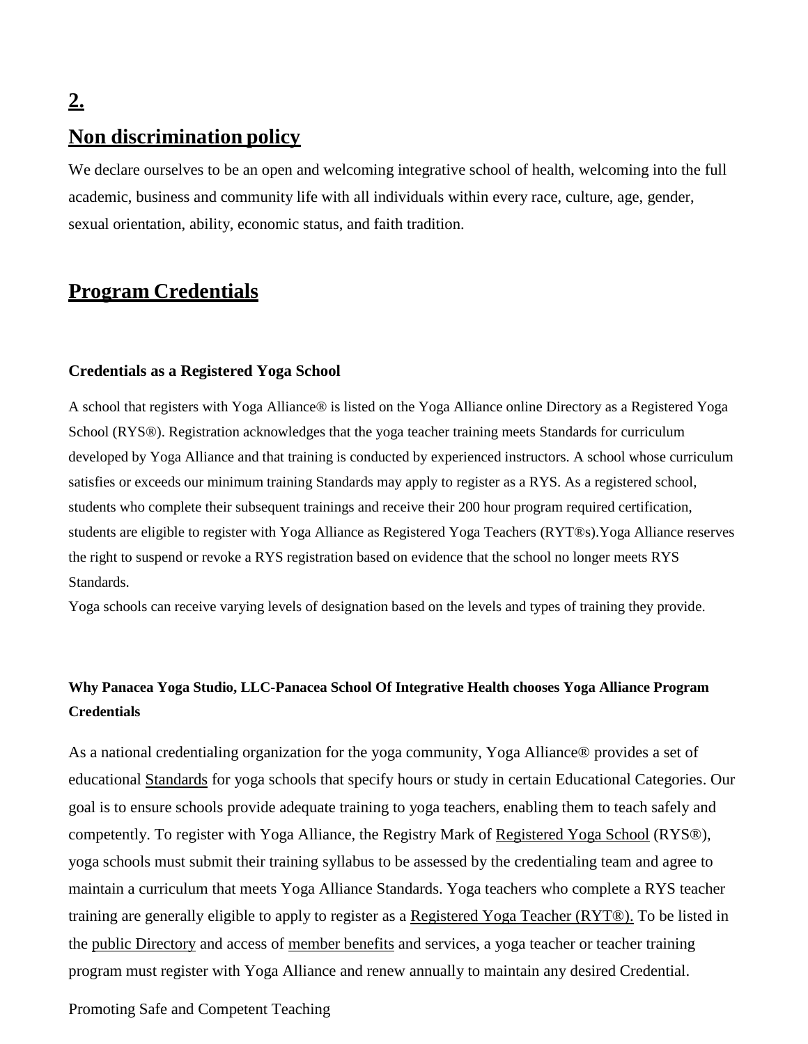## 2.

## Non discrimination policy

We declare ourselves to be an open and welcoming integrative school of health, welcoming into the full academic, business and community life with all individuals within every race, culture, age, gender, sexual orientation, ability, economic status, and faith tradition.

## Program Credentials

### Credentials as a Registered Yoga School

A school that registers with Yoga Alliance® is listed on the Yoga Alliance online Directory as a Registered Yoga School (RYS®). Registration acknowledges that the yoga teacher training meets Standards for curriculum developed by Yoga Alliance and that training is conducted by experienced instructors. A school whose curriculum satisfies or exceeds our minimum training Standards may apply to register as a RYS. As a registered school, students who complete their subsequent trainings and receive their 200 hour program required certification, students are eligible to register with Yoga Alliance as Registered Yoga Teachers (RYT®s).Yoga Alliance reserves the right to suspend or revoke a RYS registration based on evidence that the school no longer meets RYS Standards.

Yoga schools can receive varying levels of designation based on the levels and types of training they provide.

### Why Panacea Yoga Studio, LLC-Panacea School Of Integrative Health chooses Yoga Alliance Program Credentials

As a national credentialing organization for the yoga community, Yoga Alliance® provides a set of educational Standards for yoga schools that specify hours or study in certain Educational Categories. Our goal is to ensure schools provide adequate training to yoga teachers, enabling them to teach safely and competently. To register with Yoga Alliance, the Registry Mark of Registered Yoga School (RYS®), yoga schools must submit their training syllabus to be assessed by the credentialing team and agree to maintain a curriculum that meets Yoga Alliance Standards. Yoga teachers who complete a RYS teacher training are generally eligible to apply to register as a Registered Yoga Teacher (RYT®). To be listed in the public Directory and access of member benefits and services, a yoga teacher or teacher training program must register with Yoga Alliance and renew annually to maintain any desired Credential.

Promoting Safe and Competent Teaching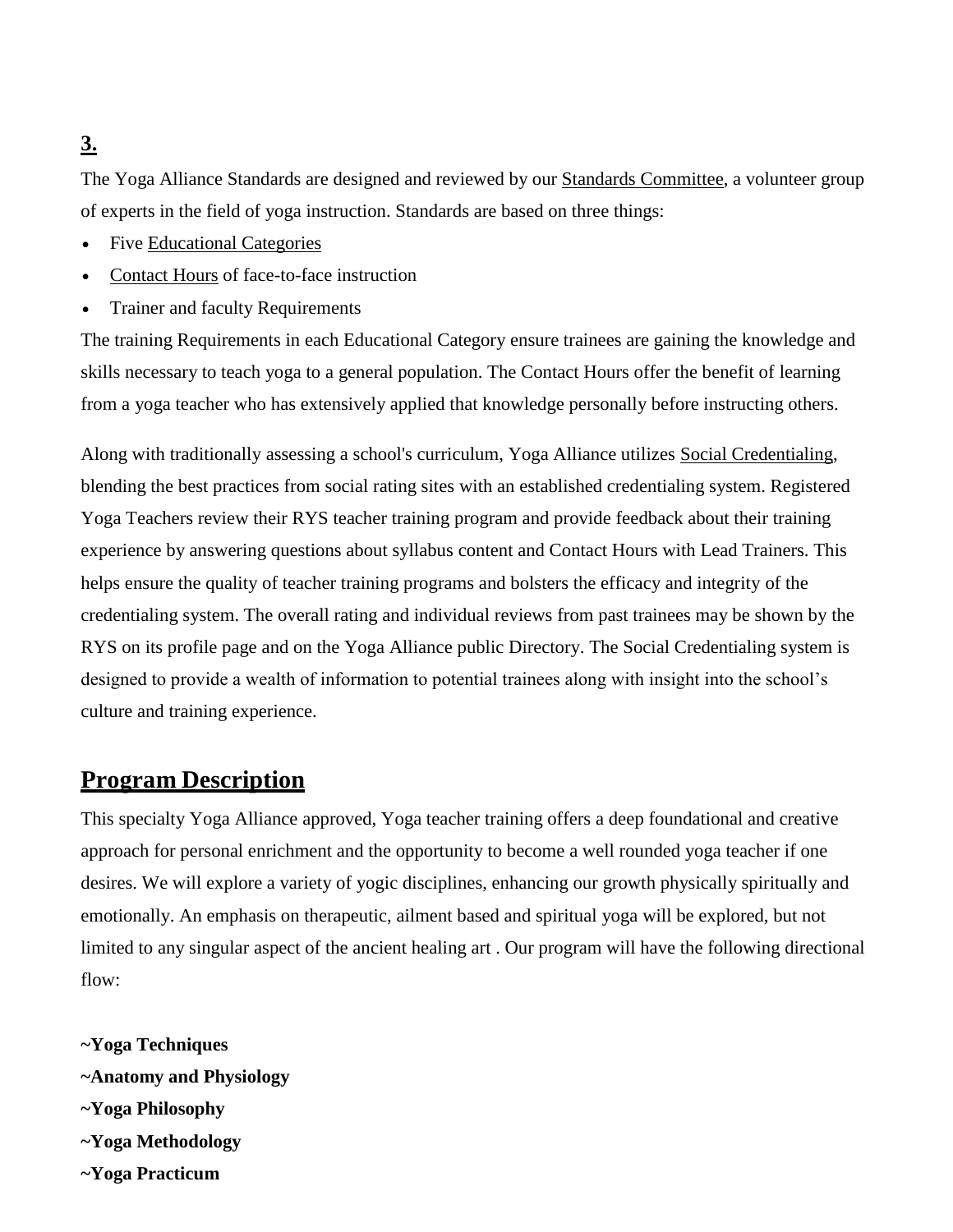**3.**

The Yoga Alliance Standards are designed and reviewed by our Standards Committee, a volunteer group of experts in the field of yoga instruction. Standards are based on three things:

- Five Educational Categories
- Contact Hours of face-to-face instruction
- Trainer and faculty Requirements

The training Requirements in each Educational Category ensure trainees are gaining the knowledge and skills necessary to teach yoga to a general population. The Contact Hours offer the benefit of learning from a yoga teacher who has extensively applied that knowledge personally before instructing others.

Along with traditionally assessing a school's curriculum, Yoga Alliance utilizes Social Credentialing, blending the best practices from social rating sites with an established credentialing system. Registered Yoga Teachers review their RYS teacher training program and provide feedback about their training experience by answering questions about syllabus content and Contact Hours with Lead Trainers. This helps ensure the quality of teacher training programs and bolsters the efficacy and integrity of the credentialing system. The overall rating and individual reviews from past trainees may be shown by the RYS on its profile page and on the Yoga Alliance public Directory. The Social Credentialing system is designed to provide a wealth of information to potential trainees along with insight into the school's culture and training experience.

## Program Description

This specialty Yoga Alliance approved, Yoga teacher training offers a deep foundational and creative approach for personal enrichment and the opportunity to become a well rounded yoga teacher if one desires. We will explore a variety of yogic disciplines, enhancing our growth physically spiritually and emotionally. An emphasis on therapeutic, ailment based and spiritual yoga will be explored, but not limited to any singular aspect of the ancient healing art . Our program will have the following directional flow:

**~Yoga Techniques**
**~Anatomy and Physiology**
**~Yoga Philosophy**
**~Yoga Methodology**
**~Yoga Practicum**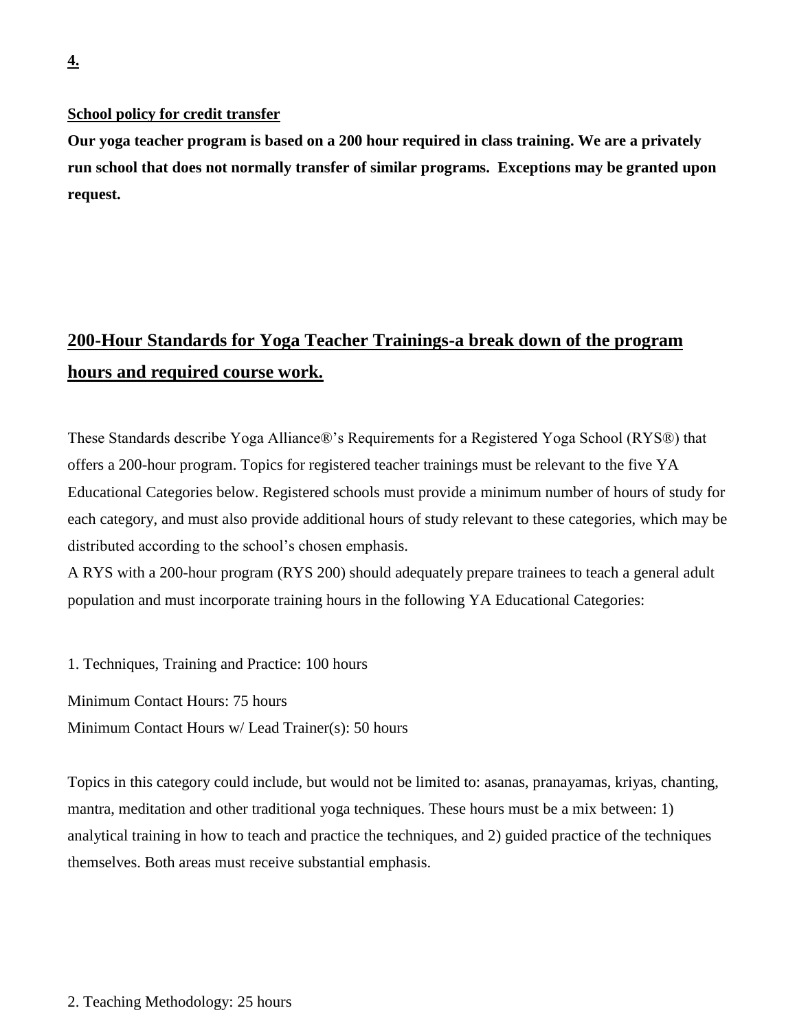**4.**

**School policy for credit transfer**

**Our yoga teacher program is based on a 200 hour required in class training. We are a privately run school that does not normally transfer of similar programs. Exceptions may be granted upon request.**

## 200-Hour Standards for Yoga Teacher Trainings-a break down of the program hours and required course work.

These Standards describe Yoga Alliance®'s Requirements for a Registered Yoga School (RYS®) that offers a 200-hour program. Topics for registered teacher trainings must be relevant to the five YA Educational Categories below. Registered schools must provide a minimum number of hours of study for each category, and must also provide additional hours of study relevant to these categories, which may be distributed according to the school's chosen emphasis.

A RYS with a 200-hour program (RYS 200) should adequately prepare trainees to teach a general adult population and must incorporate training hours in the following YA Educational Categories:

1. Techniques, Training and Practice: 100 hours

Minimum Contact Hours: 75 hours
Minimum Contact Hours w/ Lead Trainer(s): 50 hours

Topics in this category could include, but would not be limited to: asanas, pranayamas, kriyas, chanting, mantra, meditation and other traditional yoga techniques. These hours must be a mix between: 1) analytical training in how to teach and practice the techniques, and 2) guided practice of the techniques themselves. Both areas must receive substantial emphasis.

2. Teaching Methodology: 25 hours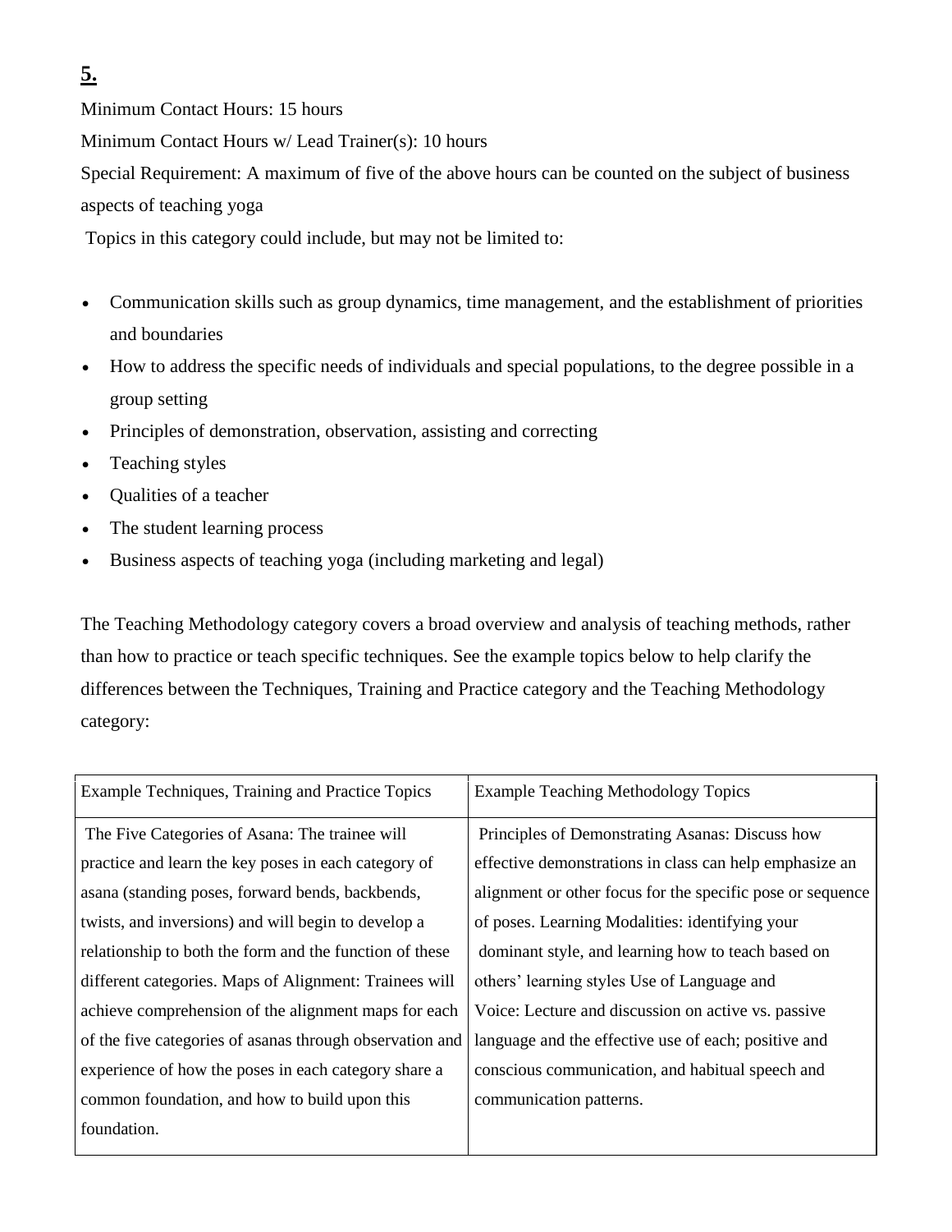**<u>5.</u>**

Minimum Contact Hours: 15 hours

Minimum Contact Hours w/ Lead Trainer(s): 10 hours

Special Requirement: A maximum of five of the above hours can be counted on the subject of business aspects of teaching yoga

Topics in this category could include, but may not be limited to:

- Communication skills such as group dynamics, time management, and the establishment of priorities and boundaries
- How to address the specific needs of individuals and special populations, to the degree possible in a group setting
- Principles of demonstration, observation, assisting and correcting
- Teaching styles
- Qualities of a teacher
- The student learning process
- Business aspects of teaching yoga (including marketing and legal)

The Teaching Methodology category covers a broad overview and analysis of teaching methods, rather than how to practice or teach specific techniques. See the example topics below to help clarify the differences between the Techniques, Training and Practice category and the Teaching Methodology category:

| Example Techniques, Training and Practice Topics | Example Teaching Methodology Topics |
|---|---|
| The Five Categories of Asana: The trainee will practice and learn the key poses in each category of asana (standing poses, forward bends, backbends, twists, and inversions) and will begin to develop a relationship to both the form and the function of these different categories. Maps of Alignment: Trainees will achieve comprehension of the alignment maps for each of the five categories of asanas through observation and experience of how the poses in each category share a common foundation, and how to build upon this foundation. | Principles of Demonstrating Asanas: Discuss how effective demonstrations in class can help emphasize an alignment or other focus for the specific pose or sequence of poses. Learning Modalities: identifying your dominant style, and learning how to teach based on others' learning styles Use of Language and Voice: Lecture and discussion on active vs. passive language and the effective use of each; positive and conscious communication, and habitual speech and communication patterns. |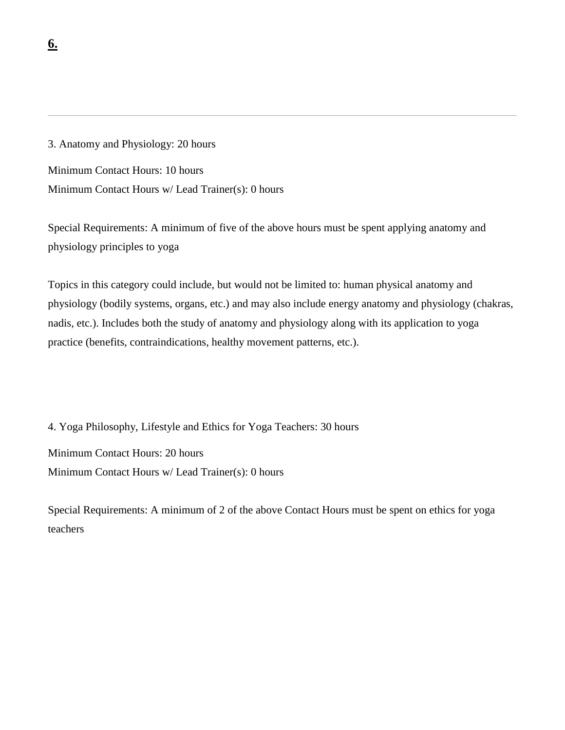**6.**

---

3. Anatomy and Physiology: 20 hours

Minimum Contact Hours: 10 hours
Minimum Contact Hours w/ Lead Trainer(s): 0 hours

Special Requirements: A minimum of five of the above hours must be spent applying anatomy and physiology principles to yoga

Topics in this category could include, but would not be limited to: human physical anatomy and physiology (bodily systems, organs, etc.) and may also include energy anatomy and physiology (chakras, nadis, etc.). Includes both the study of anatomy and physiology along with its application to yoga practice (benefits, contraindications, healthy movement patterns, etc.).

4. Yoga Philosophy, Lifestyle and Ethics for Yoga Teachers: 30 hours

Minimum Contact Hours: 20 hours
Minimum Contact Hours w/ Lead Trainer(s): 0 hours

Special Requirements: A minimum of 2 of the above Contact Hours must be spent on ethics for yoga teachers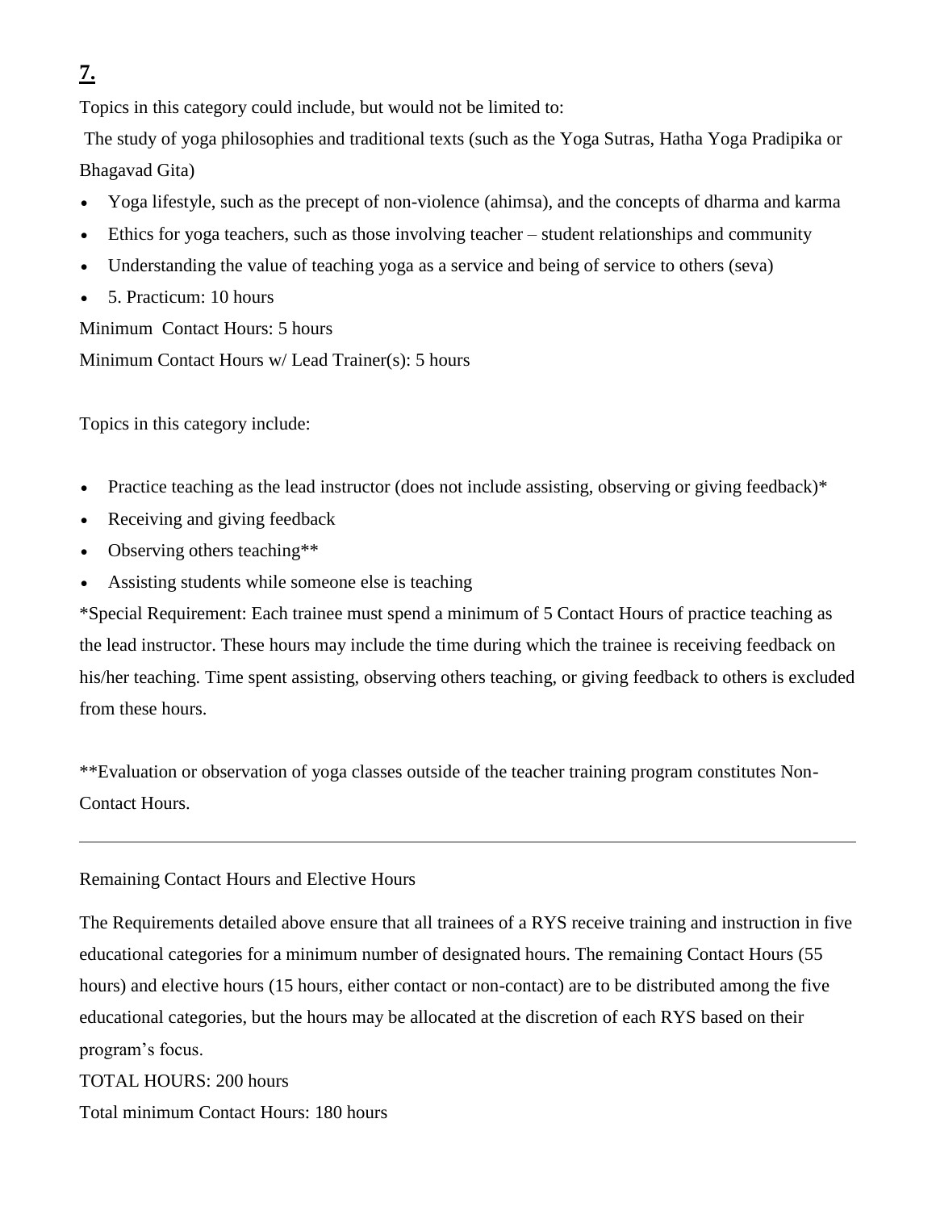## 7.

Topics in this category could include, but would not be limited to:

The study of yoga philosophies and traditional texts (such as the Yoga Sutras, Hatha Yoga Pradipika or Bhagavad Gita)

- Yoga lifestyle, such as the precept of non-violence (ahimsa), and the concepts of dharma and karma
- Ethics for yoga teachers, such as those involving teacher – student relationships and community
- Understanding the value of teaching yoga as a service and being of service to others (seva)
- 5. Practicum: 10 hours

Minimum Contact Hours: 5 hours

Minimum Contact Hours w/ Lead Trainer(s): 5 hours

Topics in this category include:

- Practice teaching as the lead instructor (does not include assisting, observing or giving feedback)*
- Receiving and giving feedback
- Observing others teaching**
- Assisting students while someone else is teaching

*Special Requirement: Each trainee must spend a minimum of 5 Contact Hours of practice teaching as the lead instructor. These hours may include the time during which the trainee is receiving feedback on his/her teaching. Time spent assisting, observing others teaching, or giving feedback to others is excluded from these hours.

**Evaluation or observation of yoga classes outside of the teacher training program constitutes Non-Contact Hours.

---

Remaining Contact Hours and Elective Hours

The Requirements detailed above ensure that all trainees of a RYS receive training and instruction in five educational categories for a minimum number of designated hours. The remaining Contact Hours (55 hours) and elective hours (15 hours, either contact or non-contact) are to be distributed among the five educational categories, but the hours may be allocated at the discretion of each RYS based on their program's focus.

TOTAL HOURS: 200 hours

Total minimum Contact Hours: 180 hours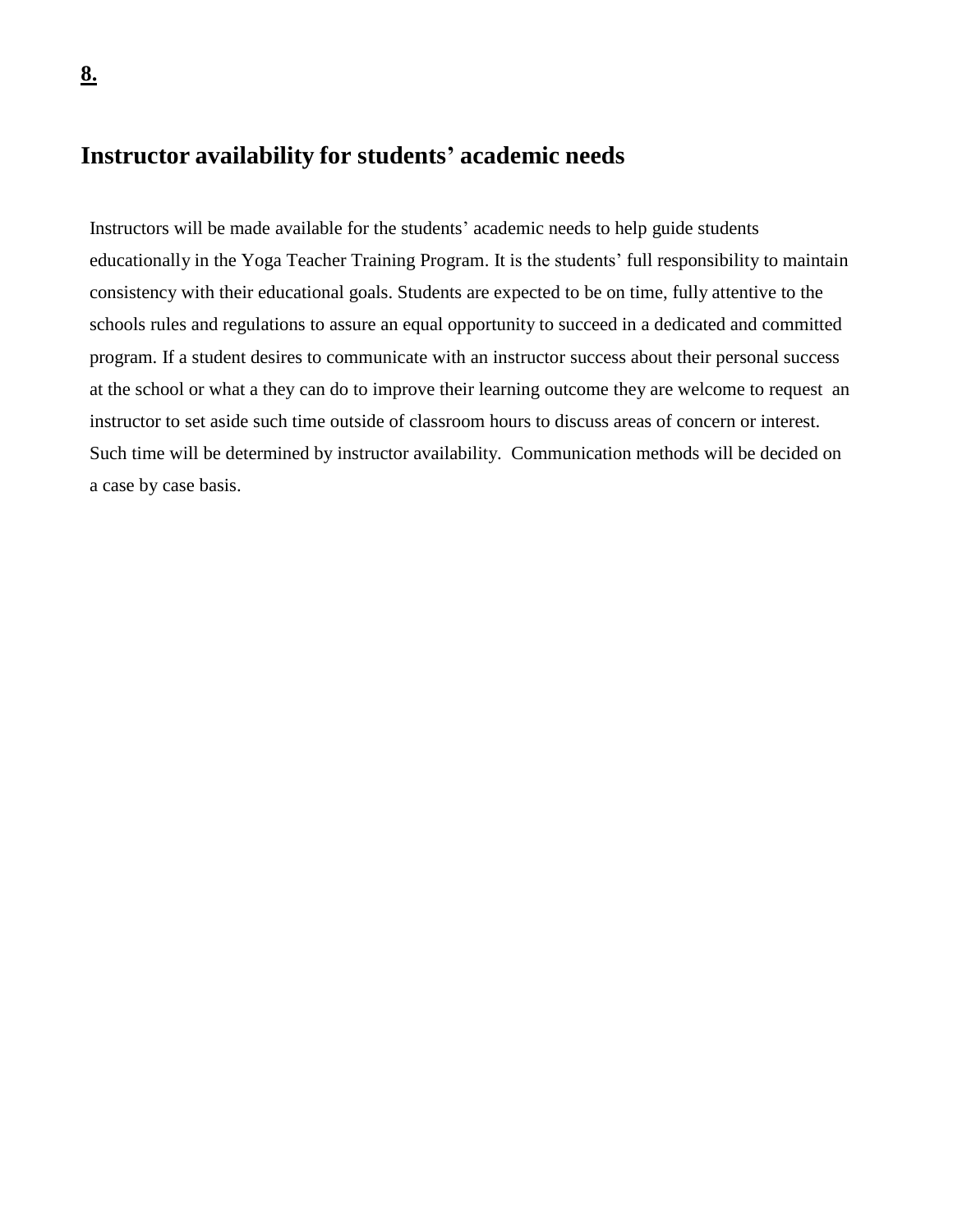**8.**

## Instructor availability for students' academic needs

Instructors will be made available for the students' academic needs to help guide students educationally in the Yoga Teacher Training Program. It is the students' full responsibility to maintain consistency with their educational goals. Students are expected to be on time, fully attentive to the schools rules and regulations to assure an equal opportunity to succeed in a dedicated and committed program. If a student desires to communicate with an instructor success about their personal success at the school or what a they can do to improve their learning outcome they are welcome to request an instructor to set aside such time outside of classroom hours to discuss areas of concern or interest. Such time will be determined by instructor availability. Communication methods will be decided on a case by case basis.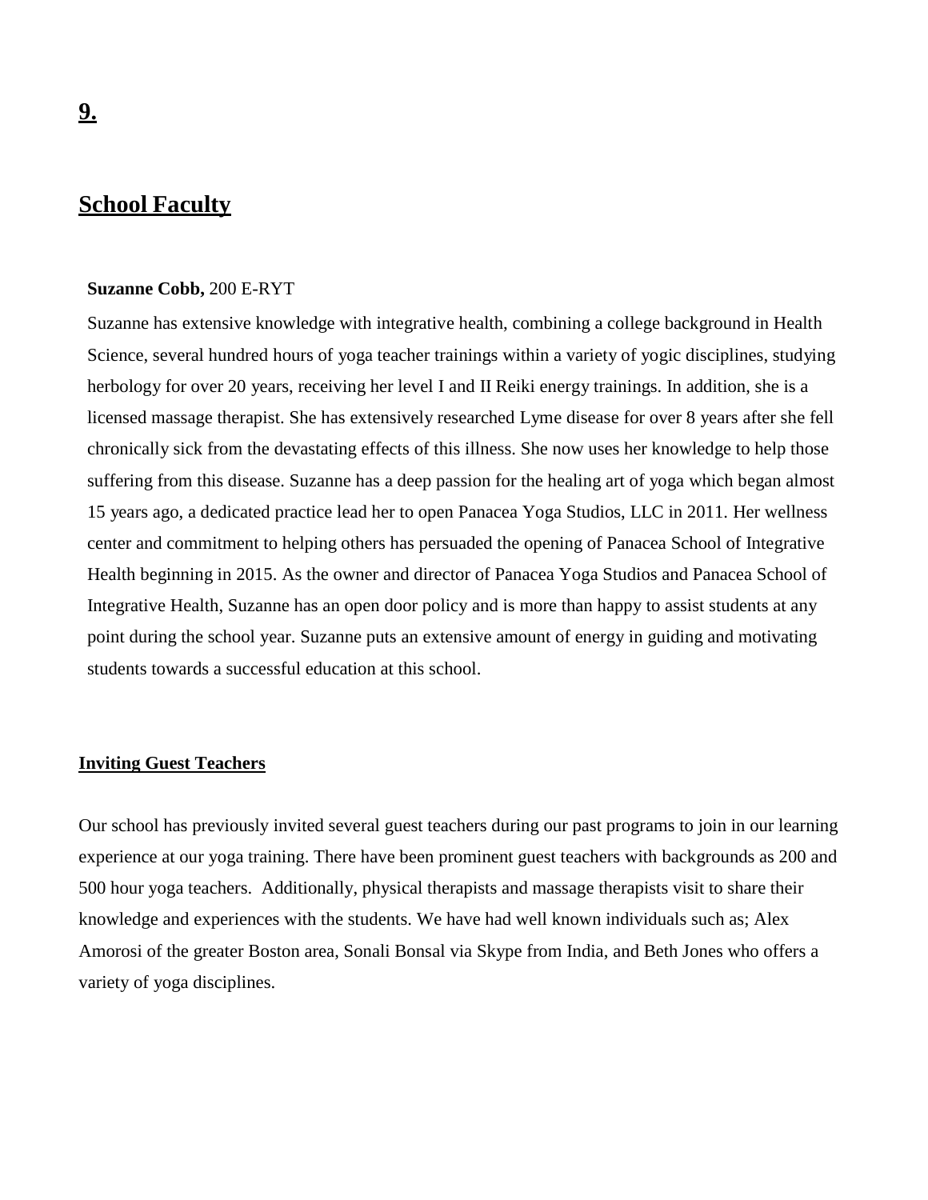# 9.

## School Faculty

**Suzanne Cobb,** 200 E-RYT

Suzanne has extensive knowledge with integrative health, combining a college background in Health Science, several hundred hours of yoga teacher trainings within a variety of yogic disciplines, studying herbology for over 20 years, receiving her level I and II Reiki energy trainings. In addition, she is a licensed massage therapist. She has extensively researched Lyme disease for over 8 years after she fell chronically sick from the devastating effects of this illness. She now uses her knowledge to help those suffering from this disease. Suzanne has a deep passion for the healing art of yoga which began almost 15 years ago, a dedicated practice lead her to open Panacea Yoga Studios, LLC in 2011. Her wellness center and commitment to helping others has persuaded the opening of Panacea School of Integrative Health beginning in 2015. As the owner and director of Panacea Yoga Studios and Panacea School of Integrative Health, Suzanne has an open door policy and is more than happy to assist students at any point during the school year. Suzanne puts an extensive amount of energy in guiding and motivating students towards a successful education at this school.

### Inviting Guest Teachers

Our school has previously invited several guest teachers during our past programs to join in our learning experience at our yoga training. There have been prominent guest teachers with backgrounds as 200 and 500 hour yoga teachers. Additionally, physical therapists and massage therapists visit to share their knowledge and experiences with the students. We have had well known individuals such as; Alex Amorosi of the greater Boston area, Sonali Bonsal via Skype from India, and Beth Jones who offers a variety of yoga disciplines.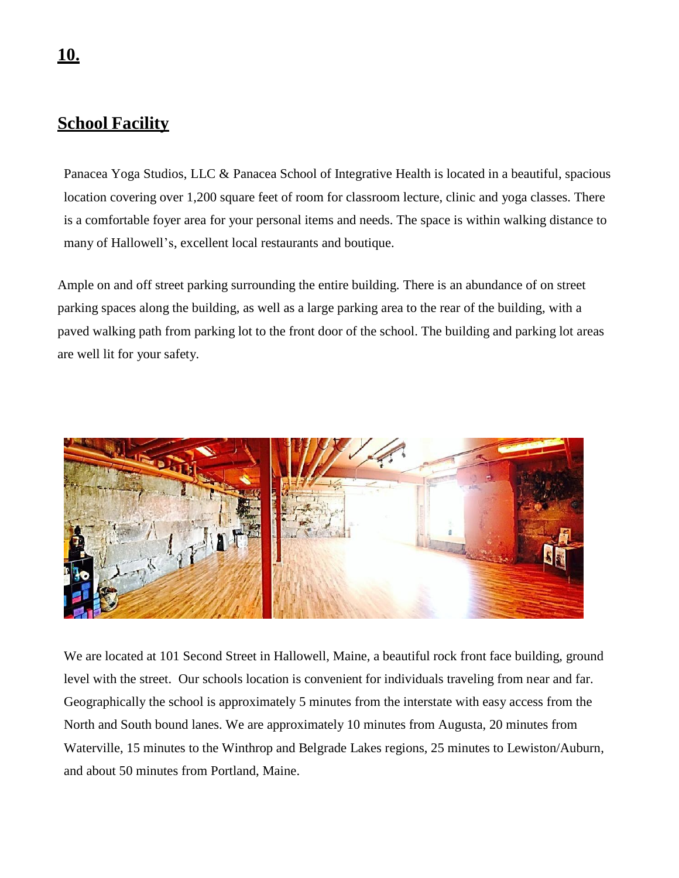## 10.

## School Facility

Panacea Yoga Studios, LLC & Panacea School of Integrative Health is located in a beautiful, spacious location covering over 1,200 square feet of room for classroom lecture, clinic and yoga classes. There is a comfortable foyer area for your personal items and needs. The space is within walking distance to many of Hallowell's, excellent local restaurants and boutique.

Ample on and off street parking surrounding the entire building. There is an abundance of on street parking spaces along the building, as well as a large parking area to the rear of the building, with a paved walking path from parking lot to the front door of the school. The building and parking lot areas are well lit for your safety.

We are located at 101 Second Street in Hallowell, Maine, a beautiful rock front face building, ground level with the street. Our schools location is convenient for individuals traveling from near and far. Geographically the school is approximately 5 minutes from the interstate with easy access from the North and South bound lanes. We are approximately 10 minutes from Augusta, 20 minutes from Waterville, 15 minutes to the Winthrop and Belgrade Lakes regions, 25 minutes to Lewiston/Auburn, and about 50 minutes from Portland, Maine.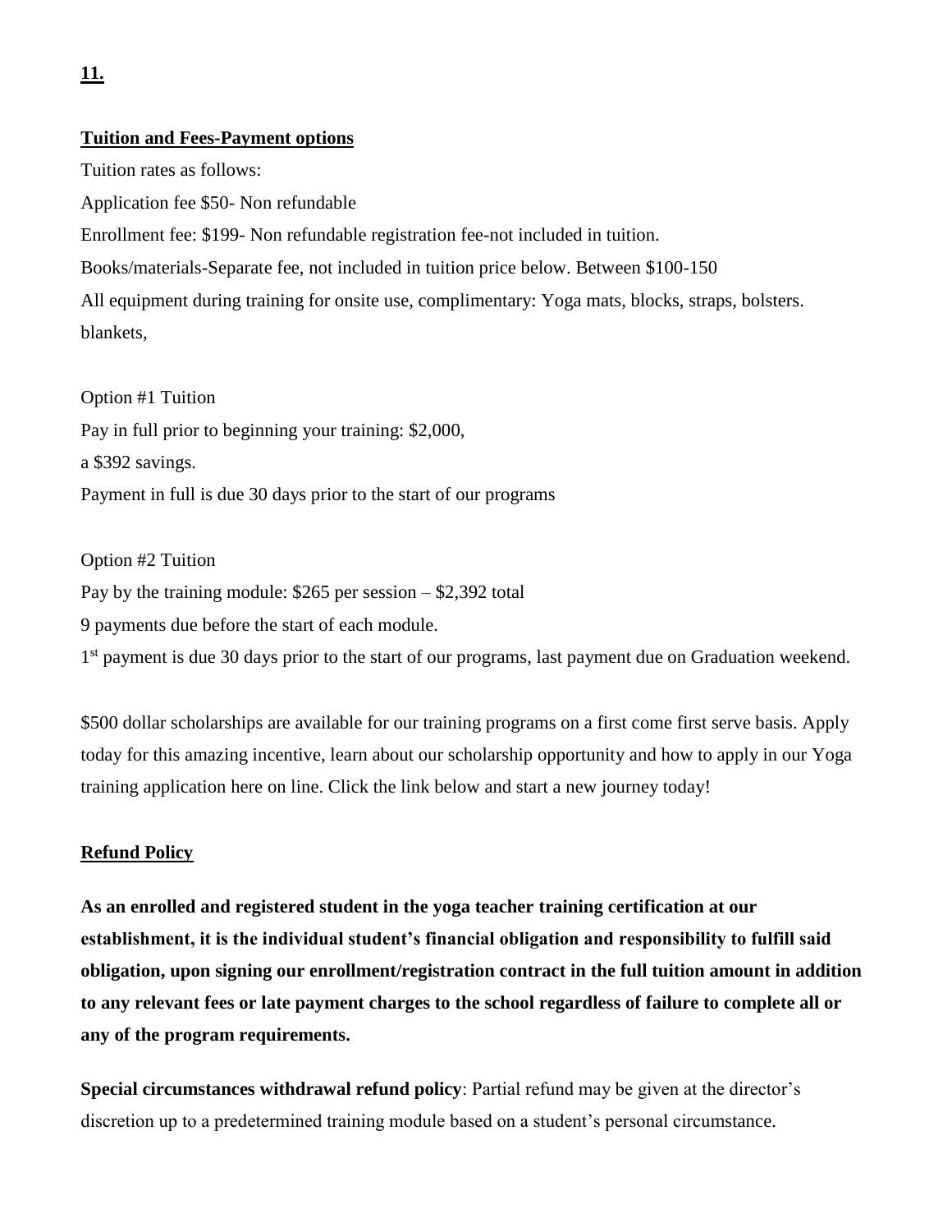**11.**

**Tuition and Fees-Payment options**

Tuition rates as follows:

Application fee $50- Non refundable

Enrollment fee: $199- Non refundable registration fee-not included in tuition.

Books/materials-Separate fee, not included in tuition price below. Between $100-150

All equipment during training for onsite use, complimentary: Yoga mats, blocks, straps, bolsters. blankets,

Option #1 Tuition

Pay in full prior to beginning your training: $2,000,

a $392 savings.

Payment in full is due 30 days prior to the start of our programs

Option #2 Tuition

Pay by the training module: $265 per session – $2,392 total

9 payments due before the start of each module.

1st payment is due 30 days prior to the start of our programs, last payment due on Graduation weekend.

$500 dollar scholarships are available for our training programs on a first come first serve basis. Apply today for this amazing incentive, learn about our scholarship opportunity and how to apply in our Yoga training application here on line. Click the link below and start a new journey today!

**Refund Policy**

**As an enrolled and registered student in the yoga teacher training certification at our establishment, it is the individual student's financial obligation and responsibility to fulfill said obligation, upon signing our enrollment/registration contract in the full tuition amount in addition to any relevant fees or late payment charges to the school regardless of failure to complete all or any of the program requirements.**

**Special circumstances withdrawal refund policy**: Partial refund may be given at the director's discretion up to a predetermined training module based on a student's personal circumstance.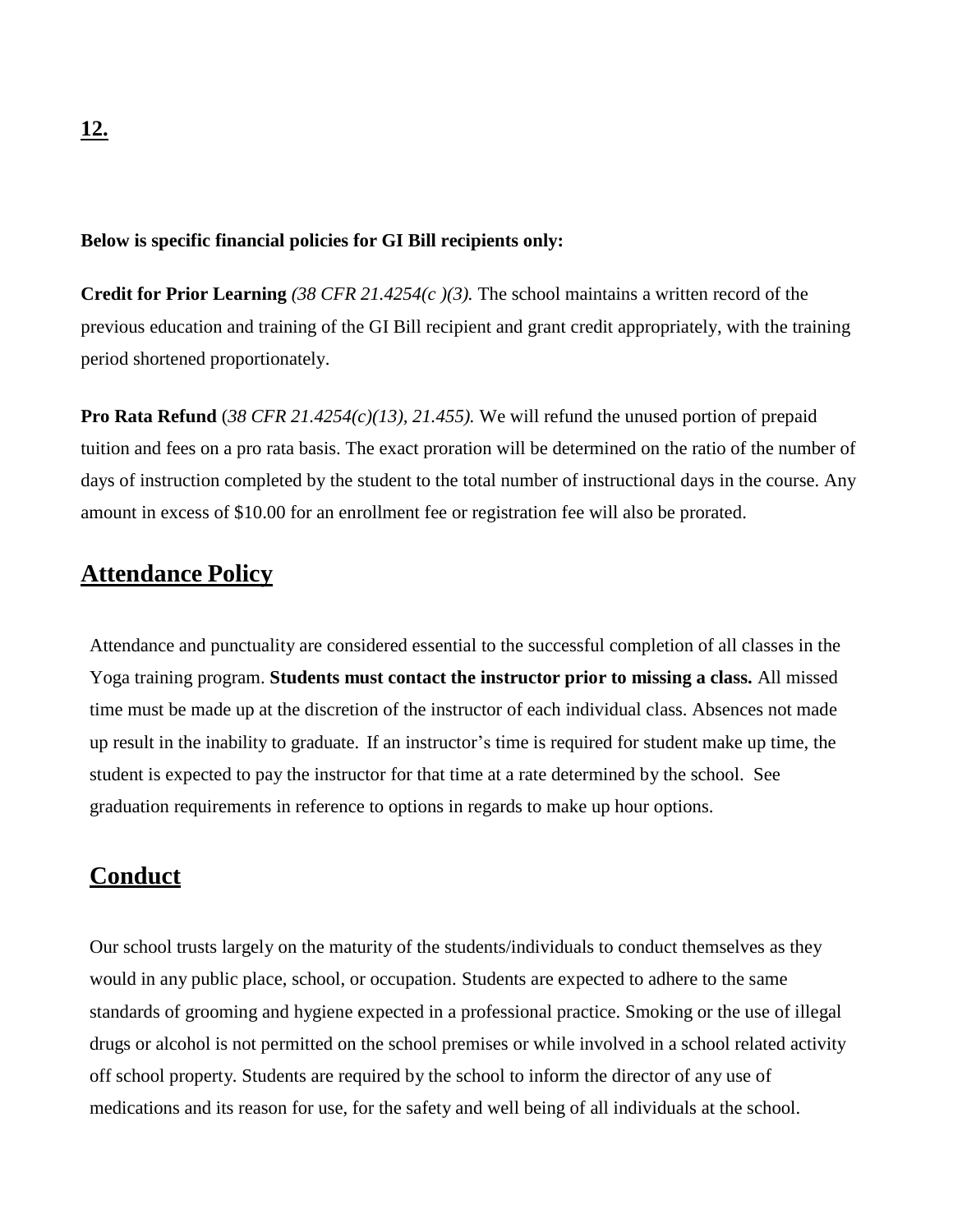**12.**

**Below is specific financial policies for GI Bill recipients only:**

**Credit for Prior Learning** *(38 CFR 21.4254(c )(3).* The school maintains a written record of the previous education and training of the GI Bill recipient and grant credit appropriately, with the training period shortened proportionately.

**Pro Rata Refund** (*38 CFR 21.4254(c)(13), 21.455).* We will refund the unused portion of prepaid tuition and fees on a pro rata basis. The exact proration will be determined on the ratio of the number of days of instruction completed by the student to the total number of instructional days in the course. Any amount in excess of $10.00 for an enrollment fee or registration fee will also be prorated.

## Attendance Policy

Attendance and punctuality are considered essential to the successful completion of all classes in the Yoga training program. **Students must contact the instructor prior to missing a class.** All missed time must be made up at the discretion of the instructor of each individual class. Absences not made up result in the inability to graduate. If an instructor's time is required for student make up time, the student is expected to pay the instructor for that time at a rate determined by the school. See graduation requirements in reference to options in regards to make up hour options.

## Conduct

Our school trusts largely on the maturity of the students/individuals to conduct themselves as they would in any public place, school, or occupation. Students are expected to adhere to the same standards of grooming and hygiene expected in a professional practice. Smoking or the use of illegal drugs or alcohol is not permitted on the school premises or while involved in a school related activity off school property. Students are required by the school to inform the director of any use of medications and its reason for use, for the safety and well being of all individuals at the school.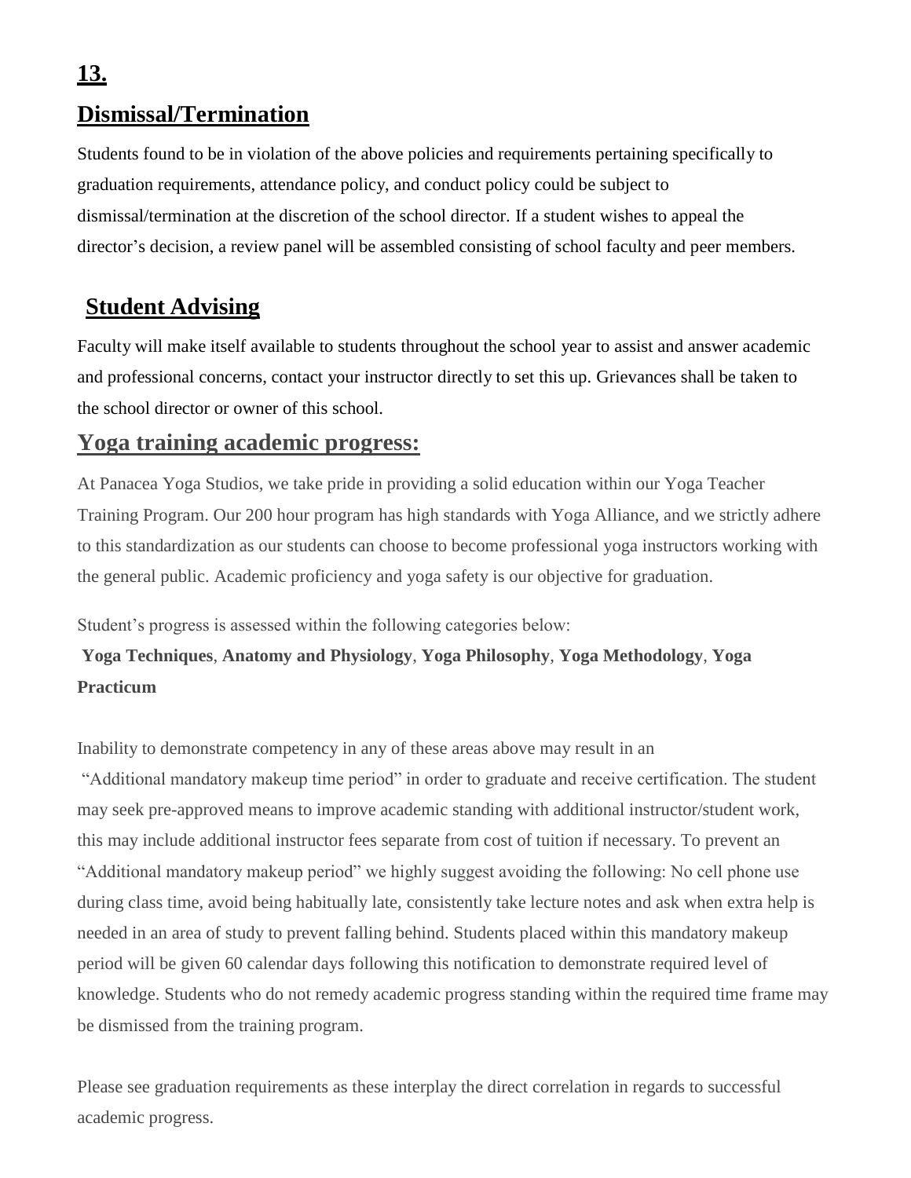## 13.

## Dismissal/Termination

Students found to be in violation of the above policies and requirements pertaining specifically to graduation requirements, attendance policy, and conduct policy could be subject to dismissal/termination at the discretion of the school director. If a student wishes to appeal the director's decision, a review panel will be assembled consisting of school faculty and peer members.

## Student Advising

Faculty will make itself available to students throughout the school year to assist and answer academic and professional concerns, contact your instructor directly to set this up. Grievances shall be taken to the school director or owner of this school.

## Yoga training academic progress:

At Panacea Yoga Studios, we take pride in providing a solid education within our Yoga Teacher Training Program. Our 200 hour program has high standards with Yoga Alliance, and we strictly adhere to this standardization as our students can choose to become professional yoga instructors working with the general public. Academic proficiency and yoga safety is our objective for graduation.

Student's progress is assessed within the following categories below:

**Yoga Techniques**, **Anatomy and Physiology**, **Yoga Philosophy**, **Yoga Methodology**, **Yoga Practicum**

Inability to demonstrate competency in any of these areas above may result in an "Additional mandatory makeup time period" in order to graduate and receive certification. The student may seek pre-approved means to improve academic standing with additional instructor/student work, this may include additional instructor fees separate from cost of tuition if necessary. To prevent an "Additional mandatory makeup period" we highly suggest avoiding the following: No cell phone use during class time, avoid being habitually late, consistently take lecture notes and ask when extra help is needed in an area of study to prevent falling behind. Students placed within this mandatory makeup period will be given 60 calendar days following this notification to demonstrate required level of knowledge. Students who do not remedy academic progress standing within the required time frame may be dismissed from the training program.

Please see graduation requirements as these interplay the direct correlation in regards to successful academic progress.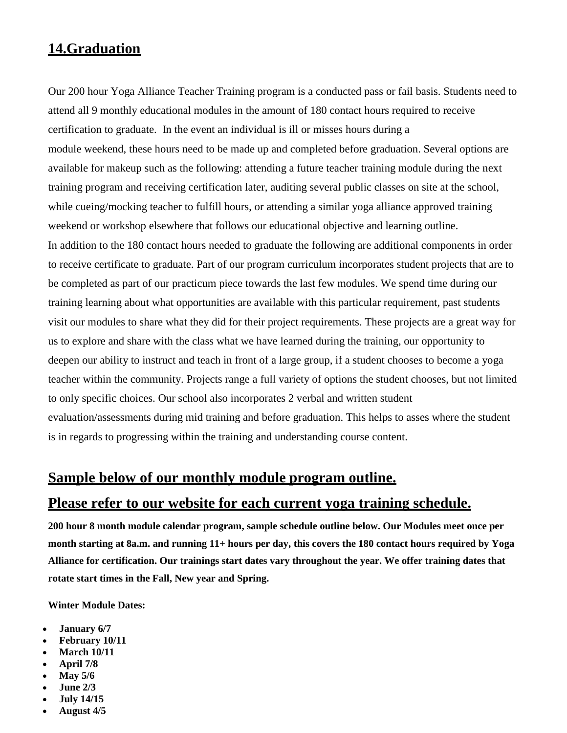## 14.Graduation

Our 200 hour Yoga Alliance Teacher Training program is a conducted pass or fail basis. Students need to attend all 9 monthly educational modules in the amount of 180 contact hours required to receive certification to graduate. In the event an individual is ill or misses hours during a module weekend, these hours need to be made up and completed before graduation. Several options are available for makeup such as the following: attending a future teacher training module during the next training program and receiving certification later, auditing several public classes on site at the school, while cueing/mocking teacher to fulfill hours, or attending a similar yoga alliance approved training weekend or workshop elsewhere that follows our educational objective and learning outline.

In addition to the 180 contact hours needed to graduate the following are additional components in order to receive certificate to graduate. Part of our program curriculum incorporates student projects that are to be completed as part of our practicum piece towards the last few modules. We spend time during our training learning about what opportunities are available with this particular requirement, past students visit our modules to share what they did for their project requirements. These projects are a great way for us to explore and share with the class what we have learned during the training, our opportunity to deepen our ability to instruct and teach in front of a large group, if a student chooses to become a yoga teacher within the community. Projects range a full variety of options the student chooses, but not limited to only specific choices. Our school also incorporates 2 verbal and written student evaluation/assessments during mid training and before graduation. This helps to asses where the student is in regards to progressing within the training and understanding course content.

## Sample below of our monthly module program outline.

## Please refer to our website for each current yoga training schedule.

**200 hour 8 month module calendar program, sample schedule outline below. Our Modules meet once per month starting at 8a.m. and running 11+ hours per day, this covers the 180 contact hours required by Yoga Alliance for certification. Our trainings start dates vary throughout the year. We offer training dates that rotate start times in the Fall, New year and Spring.**

**Winter Module Dates:**

- **January 6/7**
- **February 10/11**
- **March 10/11**
- **April 7/8**
- **May 5/6**
- **June 2/3**
- **July 14/15**
- **August 4/5**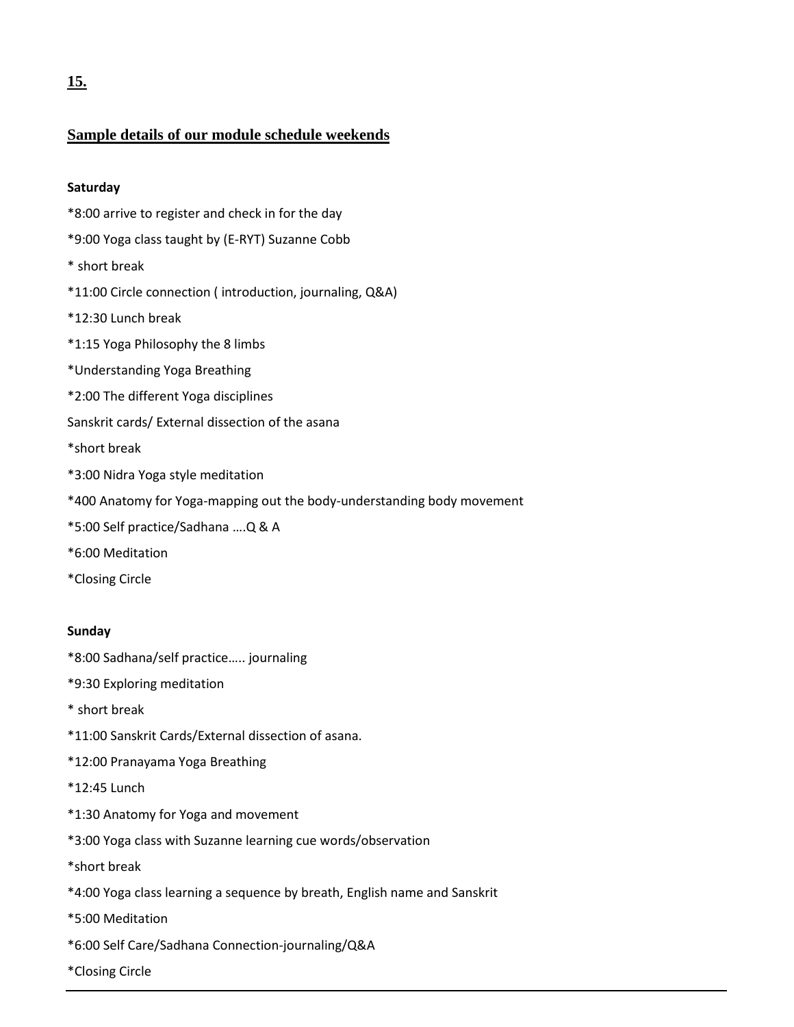## 15.

### Sample details of our module schedule weekends

**Saturday**

*8:00 arrive to register and check in for the day

*9:00 Yoga class taught by (E-RYT) Suzanne Cobb

* short break

*11:00 Circle connection ( introduction, journaling, Q&A)

*12:30 Lunch break

*1:15 Yoga Philosophy the 8 limbs

*Understanding Yoga Breathing

*2:00 The different Yoga disciplines

Sanskrit cards/ External dissection of the asana

*short break

*3:00 Nidra Yoga style meditation

*400 Anatomy for Yoga-mapping out the body-understanding body movement

*5:00 Self practice/Sadhana ….Q & A

*6:00 Meditation

*Closing Circle

**Sunday**

*8:00 Sadhana/self practice….. journaling

*9:30 Exploring meditation

* short break

*11:00 Sanskrit Cards/External dissection of asana.

*12:00 Pranayama Yoga Breathing

*12:45 Lunch

*1:30 Anatomy for Yoga and movement

*3:00 Yoga class with Suzanne learning cue words/observation

*short break

*4:00 Yoga class learning a sequence by breath, English name and Sanskrit

*5:00 Meditation

*6:00 Self Care/Sadhana Connection-journaling/Q&A

*Closing Circle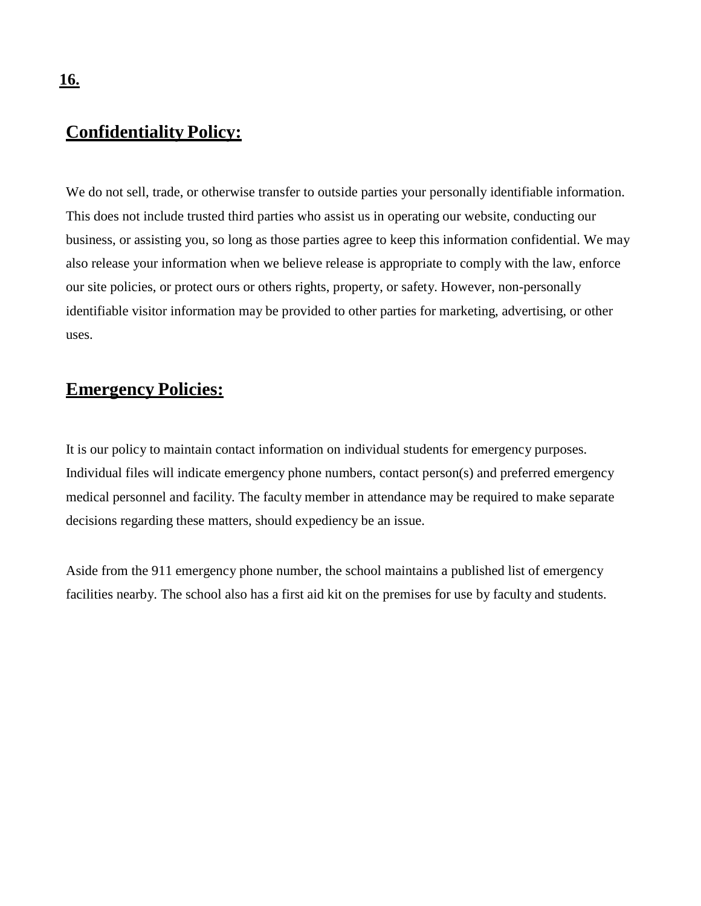**16.**

## Confidentiality Policy:

We do not sell, trade, or otherwise transfer to outside parties your personally identifiable information. This does not include trusted third parties who assist us in operating our website, conducting our business, or assisting you, so long as those parties agree to keep this information confidential. We may also release your information when we believe release is appropriate to comply with the law, enforce our site policies, or protect ours or others rights, property, or safety. However, non-personally identifiable visitor information may be provided to other parties for marketing, advertising, or other uses.

## Emergency Policies:

It is our policy to maintain contact information on individual students for emergency purposes. Individual files will indicate emergency phone numbers, contact person(s) and preferred emergency medical personnel and facility. The faculty member in attendance may be required to make separate decisions regarding these matters, should expediency be an issue.

Aside from the 911 emergency phone number, the school maintains a published list of emergency facilities nearby. The school also has a first aid kit on the premises for use by faculty and students.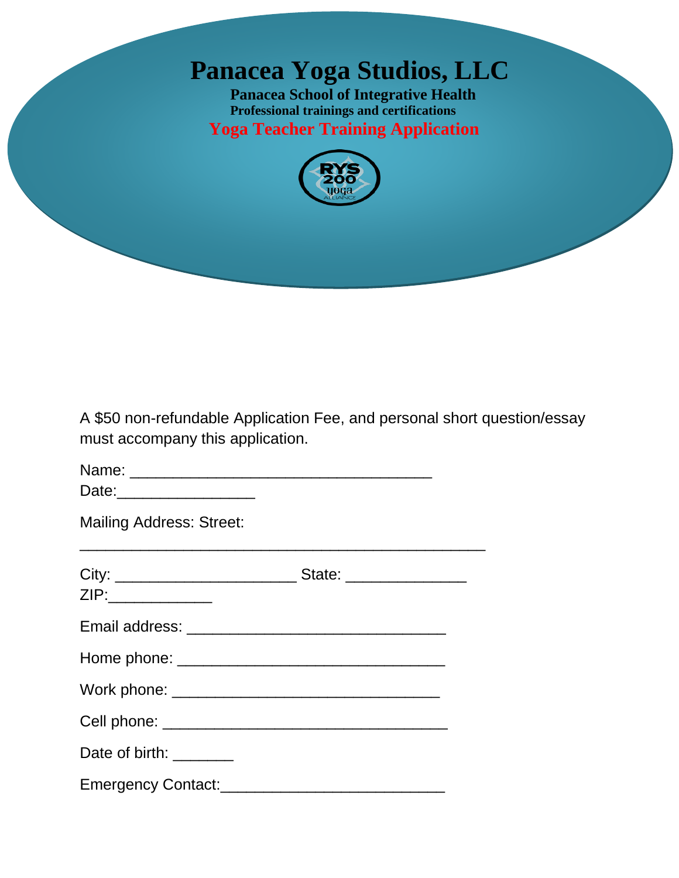# Panacea Yoga Studios, LLC

**Panacea School of Integrative Health**

**Professional trainings and certifications**

## Yoga Teacher Training Application

RYS 200 YOGA ALLIANCE

A $50 non-refundable Application Fee, and personal short question/essay must accompany this application.

Name: ___________________________________

Date:________________

Mailing Address: Street:

_______________________________________________

City: _____________________ State: ______________

ZIP:____________

Email address: ______________________________

Home phone: _______________________________

Work phone: _______________________________

Cell phone: _________________________________

Date of birth: _______

Emergency Contact:__________________________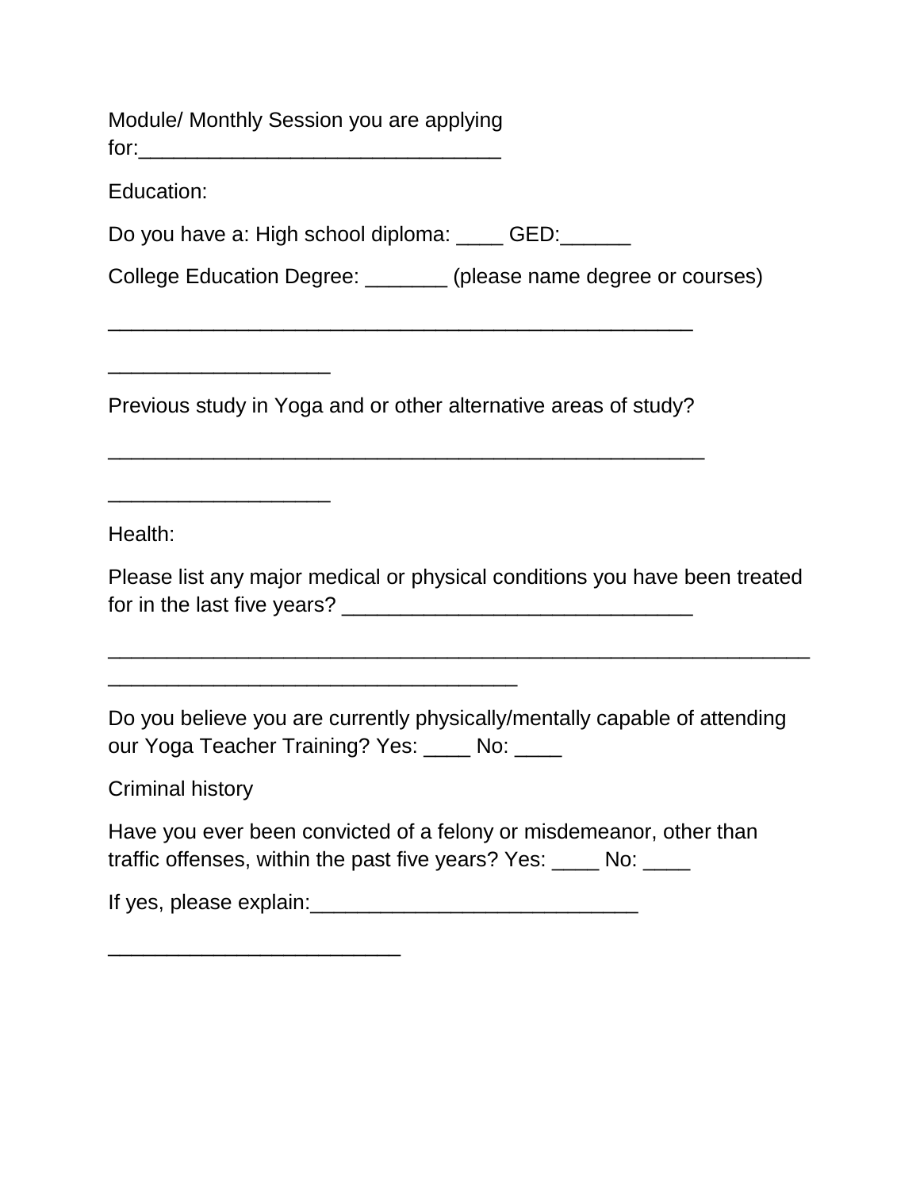Module/ Monthly Session you are applying for:_______________________________

Education:

Do you have a: High school diploma: ____ GED:______

College Education Degree: _______ (please name degree or courses)

__________________________________________________

___________________

Previous study in Yoga and or other alternative areas of study?

___________________________________________________

___________________

Health:

Please list any major medical or physical conditions you have been treated for in the last five years? ______________________________

____________________________________________________________
___________________________________

Do you believe you are currently physically/mentally capable of attending our Yoga Teacher Training? Yes: ____ No: ____

Criminal history

Have you ever been convicted of a felony or misdemeanor, other than traffic offenses, within the past five years? Yes: ____ No: ____

If yes, please explain:____________________________

_________________________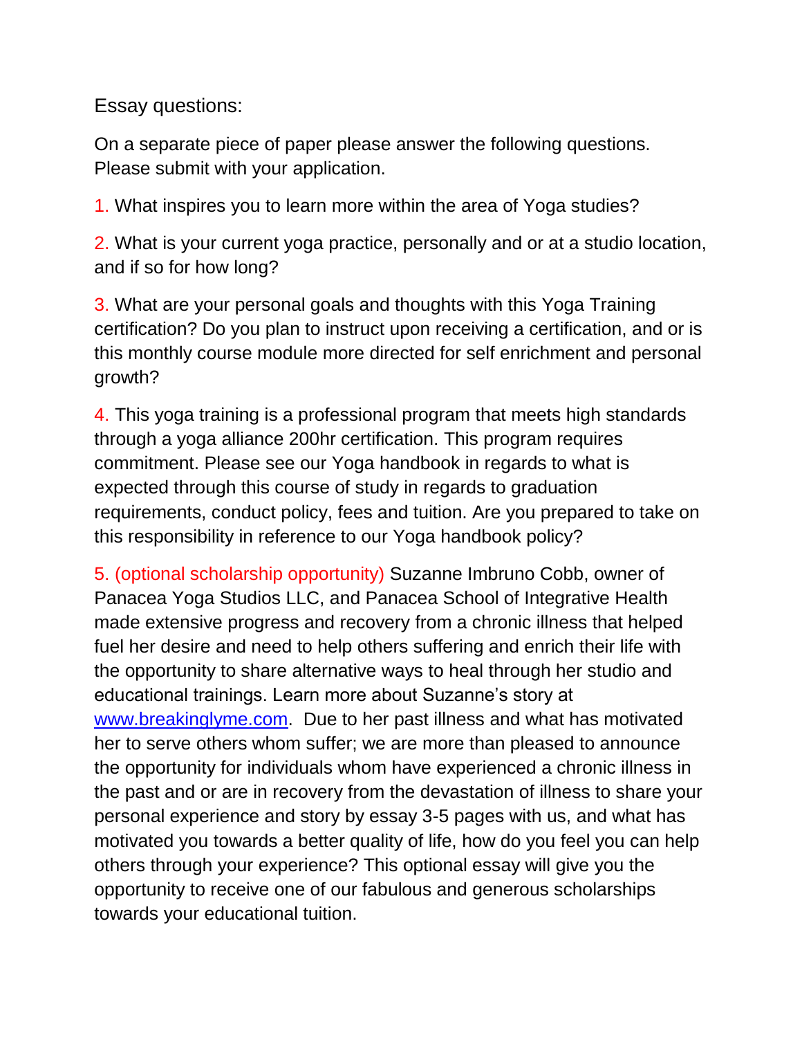Essay questions:

On a separate piece of paper please answer the following questions. Please submit with your application.

1. What inspires you to learn more within the area of Yoga studies?

2. What is your current yoga practice, personally and or at a studio location, and if so for how long?

3. What are your personal goals and thoughts with this Yoga Training certification? Do you plan to instruct upon receiving a certification, and or is this monthly course module more directed for self enrichment and personal growth?

4. This yoga training is a professional program that meets high standards through a yoga alliance 200hr certification. This program requires commitment. Please see our Yoga handbook in regards to what is expected through this course of study in regards to graduation requirements, conduct policy, fees and tuition. Are you prepared to take on this responsibility in reference to our Yoga handbook policy?

5. (optional scholarship opportunity) Suzanne Imbruno Cobb, owner of Panacea Yoga Studios LLC, and Panacea School of Integrative Health made extensive progress and recovery from a chronic illness that helped fuel her desire and need to help others suffering and enrich their life with the opportunity to share alternative ways to heal through her studio and educational trainings. Learn more about Suzanne's story at [www.breakinglyme.com](http://www.breakinglyme.com). Due to her past illness and what has motivated her to serve others whom suffer; we are more than pleased to announce the opportunity for individuals whom have experienced a chronic illness in the past and or are in recovery from the devastation of illness to share your personal experience and story by essay 3-5 pages with us, and what has motivated you towards a better quality of life, how do you feel you can help others through your experience? This optional essay will give you the opportunity to receive one of our fabulous and generous scholarships towards your educational tuition.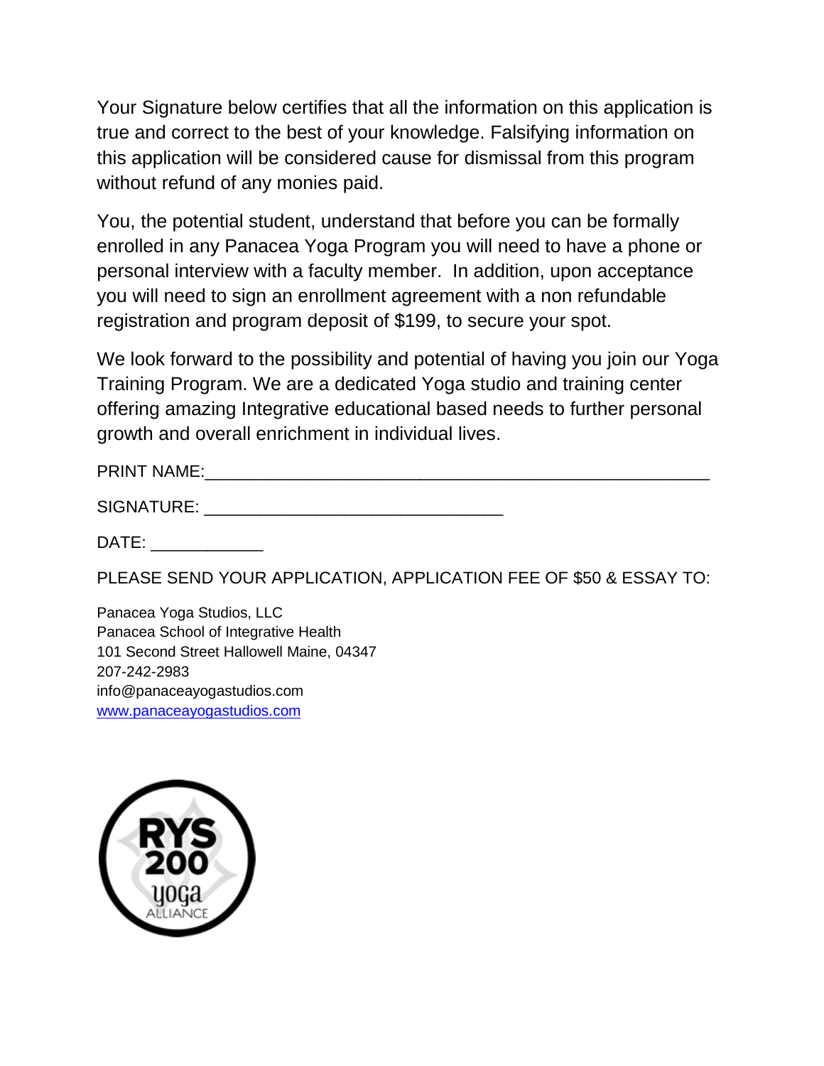Your Signature below certifies that all the information on this application is true and correct to the best of your knowledge. Falsifying information on this application will be considered cause for dismissal from this program without refund of any monies paid.

You, the potential student, understand that before you can be formally enrolled in any Panacea Yoga Program you will need to have a phone or personal interview with a faculty member. In addition, upon acceptance you will need to sign an enrollment agreement with a non refundable registration and program deposit of $199, to secure your spot.

We look forward to the possibility and potential of having you join our Yoga Training Program. We are a dedicated Yoga studio and training center offering amazing Integrative educational based needs to further personal growth and overall enrichment in individual lives.

PRINT NAME:_____________________________________________________

SIGNATURE: ________________________________

DATE: ____________

PLEASE SEND YOUR APPLICATION, APPLICATION FEE OF $50 & ESSAY TO:

Panacea Yoga Studios, LLC  
Panacea School of Integrative Health  
101 Second Street Hallowell Maine, 04347  
207-242-2983  
info@panaceayogastudios.com  
www.panaceayogastudios.com

RYS 200 yoga ALLIANCE